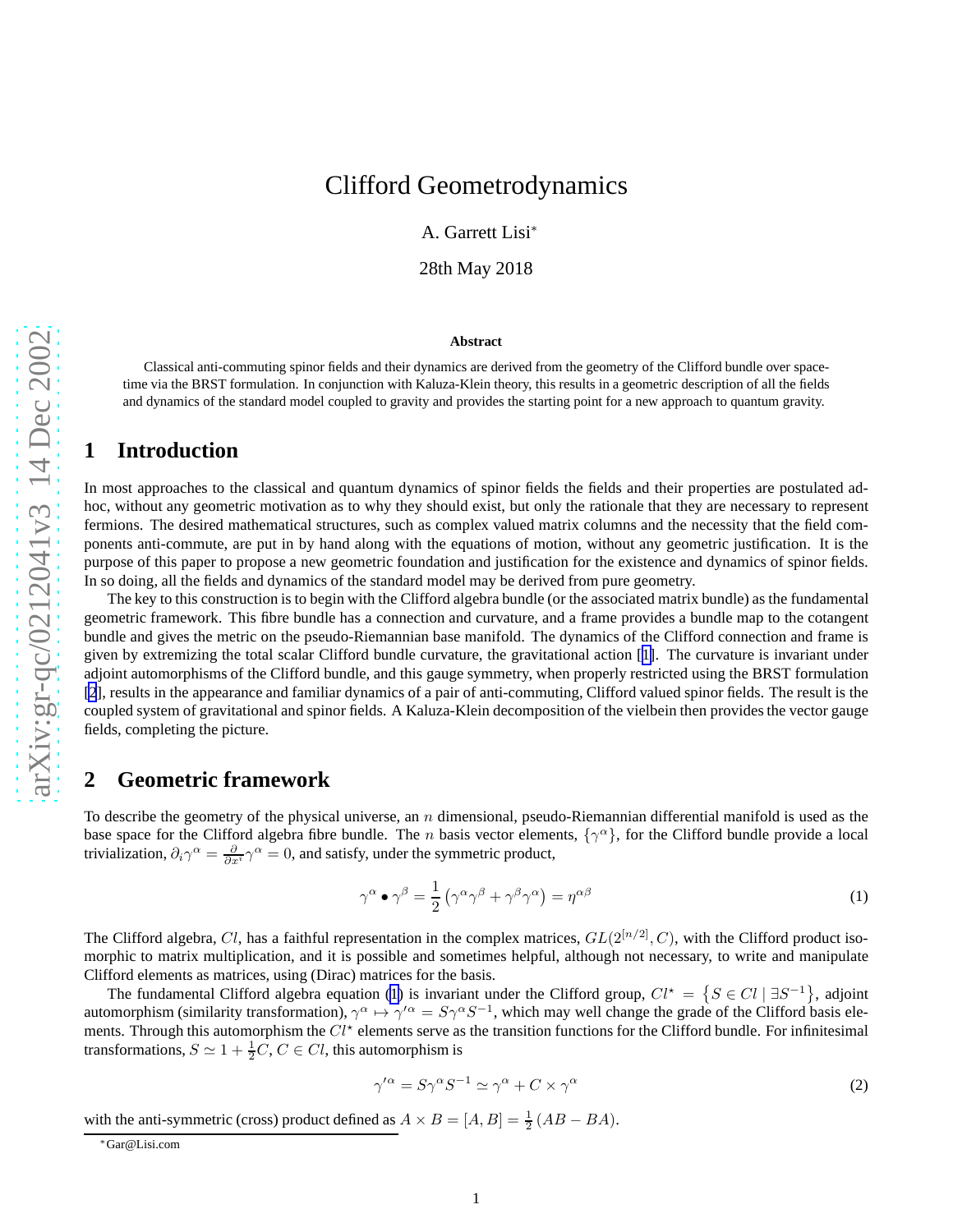# Clifford Geometrodynamics

A. Garrett Lisi*

28th May 2018

**Abstract**

Classical anti-commuting spinor fields and their dynamics are derived from the geometry of the Clifford bundle over spacetime via the BRST formulation. In conjunction with Kaluza-Klein theory, this results in a geometric description of all the fields and dynamics of the standard model coupled to gravity and provides the starting point for a new approach to quantum gravity.

## 1 Introduction

In most approaches to the classical and quantum dynamics of spinor fields the fields and their properties are postulated ad-hoc, without any geometric motivation as to why they should exist, but only the rationale that they are necessary to represent fermions. The desired mathematical structures, such as complex valued matrix columns and the necessity that the field components anti-commute, are put in by hand along with the equations of motion, without any geometric justification. It is the purpose of this paper to propose a new geometric foundation and justification for the existence and dynamics of spinor fields. In so doing, all the fields and dynamics of the standard model may be derived from pure geometry.

The key to this construction is to begin with the Clifford algebra bundle (or the associated matrix bundle) as the fundamental geometric framework. This fibre bundle has a connection and curvature, and a frame provides a bundle map to the cotangent bundle and gives the metric on the pseudo-Riemannian base manifold. The dynamics of the Clifford connection and frame is given by extremizing the total scalar Clifford bundle curvature, the gravitational action [1]. The curvature is invariant under adjoint automorphisms of the Clifford bundle, and this gauge symmetry, when properly restricted using the BRST formulation [2], results in the appearance and familiar dynamics of a pair of anti-commuting, Clifford valued spinor fields. The result is the coupled system of gravitational and spinor fields. A Kaluza-Klein decomposition of the vielbein then provides the vector gauge fields, completing the picture.

## 2 Geometric framework

To describe the geometry of the physical universe, an $n$ dimensional, pseudo-Riemannian differential manifold is used as the base space for the Clifford algebra fibre bundle. The $n$ basis vector elements, $\{\gamma^\alpha\}$, for the Clifford bundle provide a local trivialization, $\partial_i \gamma^\alpha = \frac{\partial}{\partial x^i}\gamma^\alpha = 0$, and satisfy, under the symmetric product,

$$\gamma^\alpha \bullet \gamma^\beta = \frac{1}{2}\left(\gamma^\alpha\gamma^\beta + \gamma^\beta\gamma^\alpha\right) = \eta^{\alpha\beta} \tag{1}$$

The Clifford algebra, $Cl$, has a faithful representation in the complex matrices, $GL(2^{[n/2]}, C)$, with the Clifford product isomorphic to matrix multiplication, and it is possible and sometimes helpful, although not necessary, to write and manipulate Clifford elements as matrices, using (Dirac) matrices for the basis.

The fundamental Clifford algebra equation (1) is invariant under the Clifford group, $Cl^\star = \left\{S \in Cl \mid \exists S^{-1}\right\}$, adjoint automorphism (similarity transformation), $\gamma^\alpha \mapsto \gamma'^\alpha = S\gamma^\alpha S^{-1}$, which may well change the grade of the Clifford basis elements. Through this automorphism the $Cl^\star$ elements serve as the transition functions for the Clifford bundle. For infinitesimal transformations, $S \simeq 1 + \frac{1}{2}C$, $C \in Cl$, this automorphism is

$$\gamma'^\alpha = S\gamma^\alpha S^{-1} \simeq \gamma^\alpha + C \times \gamma^\alpha \tag{2}$$

with the anti-symmetric (cross) product defined as $A \times B = [A, B] = \frac{1}{2}(AB - BA)$.

*Gar@Lisi.com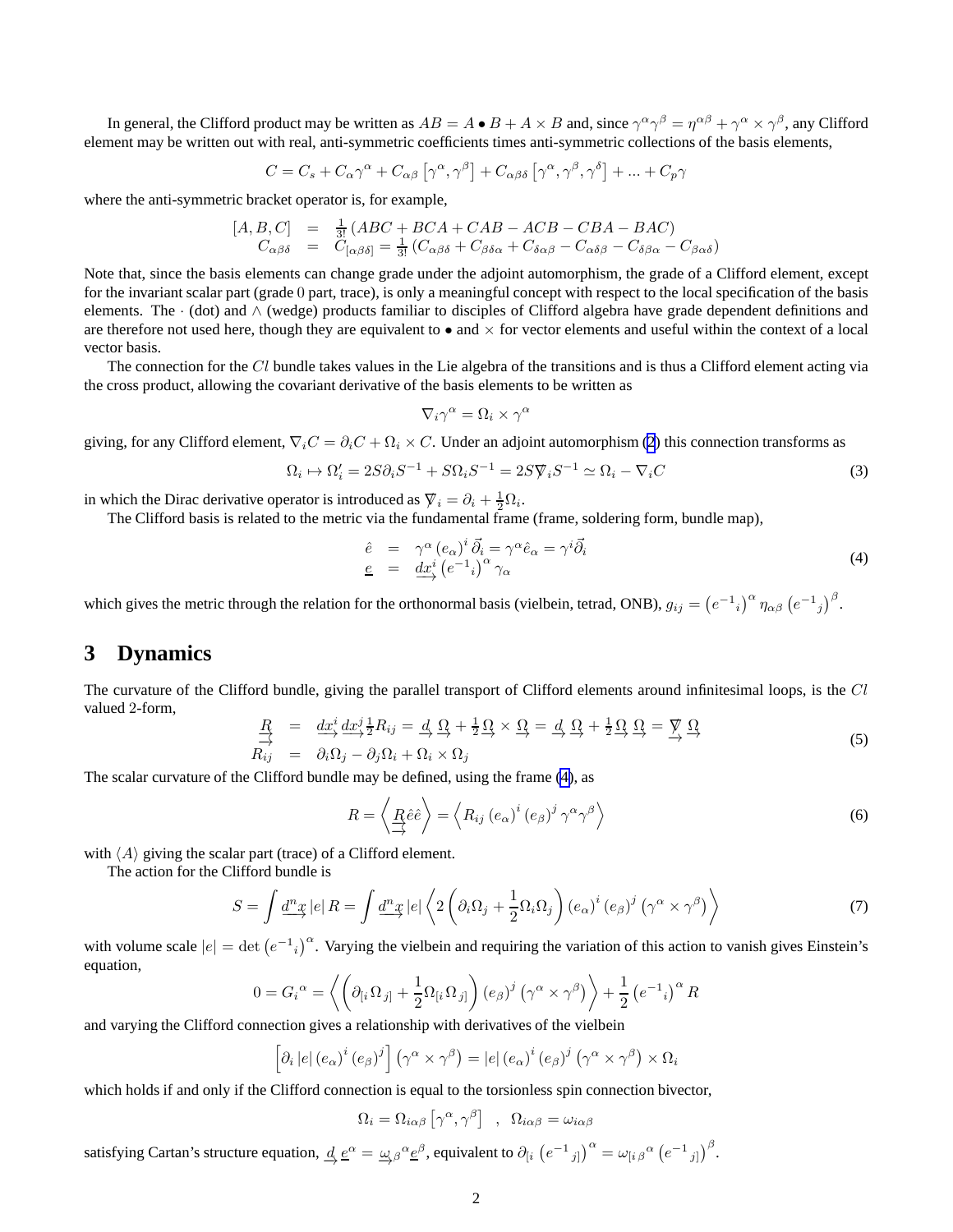In general, the Clifford product may be written as $AB = A \bullet B + A \times B$ and, since $\gamma^\alpha \gamma^\beta = \eta^{\alpha\beta} + \gamma^\alpha \times \gamma^\beta$, any Clifford element may be written out with real, anti-symmetric coefficients times anti-symmetric collections of the basis elements,

$$C = C_s + C_\alpha \gamma^\alpha + C_{\alpha\beta} \left[\gamma^\alpha, \gamma^\beta\right] + C_{\alpha\beta\delta} \left[\gamma^\alpha, \gamma^\beta, \gamma^\delta\right] + ... + C_p \gamma$$

where the anti-symmetric bracket operator is, for example,

$$\begin{array}{rcl} [A, B, C] & = & \frac{1}{3!} \left(ABC + BCA + CAB - ACB - CBA - BAC\right) \\ C_{\alpha\beta\delta} & = & C_{[\alpha\beta\delta]} = \frac{1}{3!} \left(C_{\alpha\beta\delta} + C_{\beta\delta\alpha} + C_{\delta\alpha\beta} - C_{\alpha\delta\beta} - C_{\delta\beta\alpha} - C_{\beta\alpha\delta}\right) \end{array}$$

Note that, since the basis elements can change grade under the adjoint automorphism, the grade of a Clifford element, except for the invariant scalar part (grade 0 part, trace), is only a meaningful concept with respect to the local specification of the basis elements. The $\cdot$ (dot) and $\wedge$ (wedge) products familiar to disciples of Clifford algebra have grade dependent definitions and are therefore not used here, though they are equivalent to $\bullet$ and $\times$ for vector elements and useful within the context of a local vector basis.

The connection for the $Cl$ bundle takes values in the Lie algebra of the transitions and is thus a Clifford element acting via the cross product, allowing the covariant derivative of the basis elements to be written as

$$\nabla_i \gamma^\alpha = \Omega_i \times \gamma^\alpha$$

giving, for any Clifford element, $\nabla_i C = \partial_i C + \Omega_i \times C$. Under an adjoint automorphism (2) this connection transforms as

$$\Omega_i \mapsto \Omega_i' = 2S\partial_i S^{-1} + S\Omega_i S^{-1} = 2S \nabla\!\!\!/_i S^{-1} \simeq \Omega_i - \nabla_i C \tag{3}$$

in which the Dirac derivative operator is introduced as $\nabla\!\!\!/_i = \partial_i + \frac{1}{2}\Omega_i$.

The Clifford basis is related to the metric via the fundamental frame (frame, soldering form, bundle map),

$$\begin{array}{rcl} \hat{e} & = & \gamma^\alpha \left(e_\alpha\right)^i \vec{\partial}_i = \gamma^\alpha \hat{e}_\alpha = \gamma^i \vec{\partial}_i \\ \underline{e} & = & \underrightarrow{dx^i} \left(e^{-1}{}_i\right)^\alpha \gamma_\alpha \end{array} \tag{4}$$

which gives the metric through the relation for the orthonormal basis (vielbein, tetrad, ONB), $g_{ij} = \left(e^{-1}{}_i\right)^\alpha \eta_{\alpha\beta} \left(e^{-1}{}_j\right)^\beta$.

## 3 Dynamics

The curvature of the Clifford bundle, giving the parallel transport of Clifford elements around infinitesimal loops, is the $Cl$ valued 2-form,

$$\begin{array}{rcl} \underrightarrow{R} & = & \underrightarrow{dx^i}\, \underrightarrow{dx^j} \frac{1}{2} R_{ij} = \underrightarrow{d}\, \underrightarrow{\Omega} + \frac{1}{2} \underrightarrow{\Omega} \times \underrightarrow{\Omega} = \underrightarrow{d}\, \underrightarrow{\Omega} + \frac{1}{2} \underrightarrow{\Omega}\, \underrightarrow{\Omega} = \underrightarrow{\nabla\!\!\!/}\, \underrightarrow{\Omega} \\ R_{ij} & = & \partial_i \Omega_j - \partial_j \Omega_i + \Omega_i \times \Omega_j \end{array} \tag{5}$$

The scalar curvature of the Clifford bundle may be defined, using the frame (4), as

$$R = \left\langle \underrightarrow{R} \hat{e} \hat{e} \right\rangle = \left\langle R_{ij} \left(e_\alpha\right)^i \left(e_\beta\right)^j \gamma^\alpha \gamma^\beta \right\rangle \tag{6}$$

with $\langle A \rangle$ giving the scalar part (trace) of a Clifford element.

The action for the Clifford bundle is

$$S = \int \underrightarrow{d^n x} \, |e| \, R = \int \underrightarrow{d^n x} \, |e| \left\langle 2 \left(\partial_i \Omega_j + \frac{1}{2} \Omega_i \Omega_j\right) \left(e_\alpha\right)^i \left(e_\beta\right)^j \left(\gamma^\alpha \times \gamma^\beta\right) \right\rangle \tag{7}$$

with volume scale $|e| = \det \left(e^{-1}{}_i\right)^\alpha$. Varying the vielbein and requiring the variation of this action to vanish gives Einstein's equation,

$$0 = G_i{}^\alpha = \left\langle \left(\partial_{[i} \Omega_{j]} + \frac{1}{2} \Omega_{[i} \Omega_{j]}\right) \left(e_\beta\right)^j \left(\gamma^\alpha \times \gamma^\beta\right) \right\rangle + \frac{1}{2} \left(e^{-1}{}_i\right)^\alpha R$$

and varying the Clifford connection gives a relationship with derivatives of the vielbein

$$\left[\partial_i \, |e| \left(e_\alpha\right)^i \left(e_\beta\right)^j\right] \left(\gamma^\alpha \times \gamma^\beta\right) = |e| \left(e_\alpha\right)^i \left(e_\beta\right)^j \left(\gamma^\alpha \times \gamma^\beta\right) \times \Omega_i$$

which holds if and only if the Clifford connection is equal to the torsionless spin connection bivector,

$$\Omega_i = \Omega_{i\alpha\beta} \left[\gamma^\alpha, \gamma^\beta\right] \quad , \quad \Omega_{i\alpha\beta} = \omega_{i\alpha\beta}$$

satisfying Cartan's structure equation, $\underrightarrow{d}\, \underline{e}^\alpha = \underrightarrow{\omega}_\beta{}^\alpha \underline{e}^\beta$, equivalent to $\partial_{[i} \left(e^{-1}{}_{j]}\right)^\alpha = \omega_{[i\,\beta}{}^\alpha \left(e^{-1}{}_{j]}\right)^\beta$.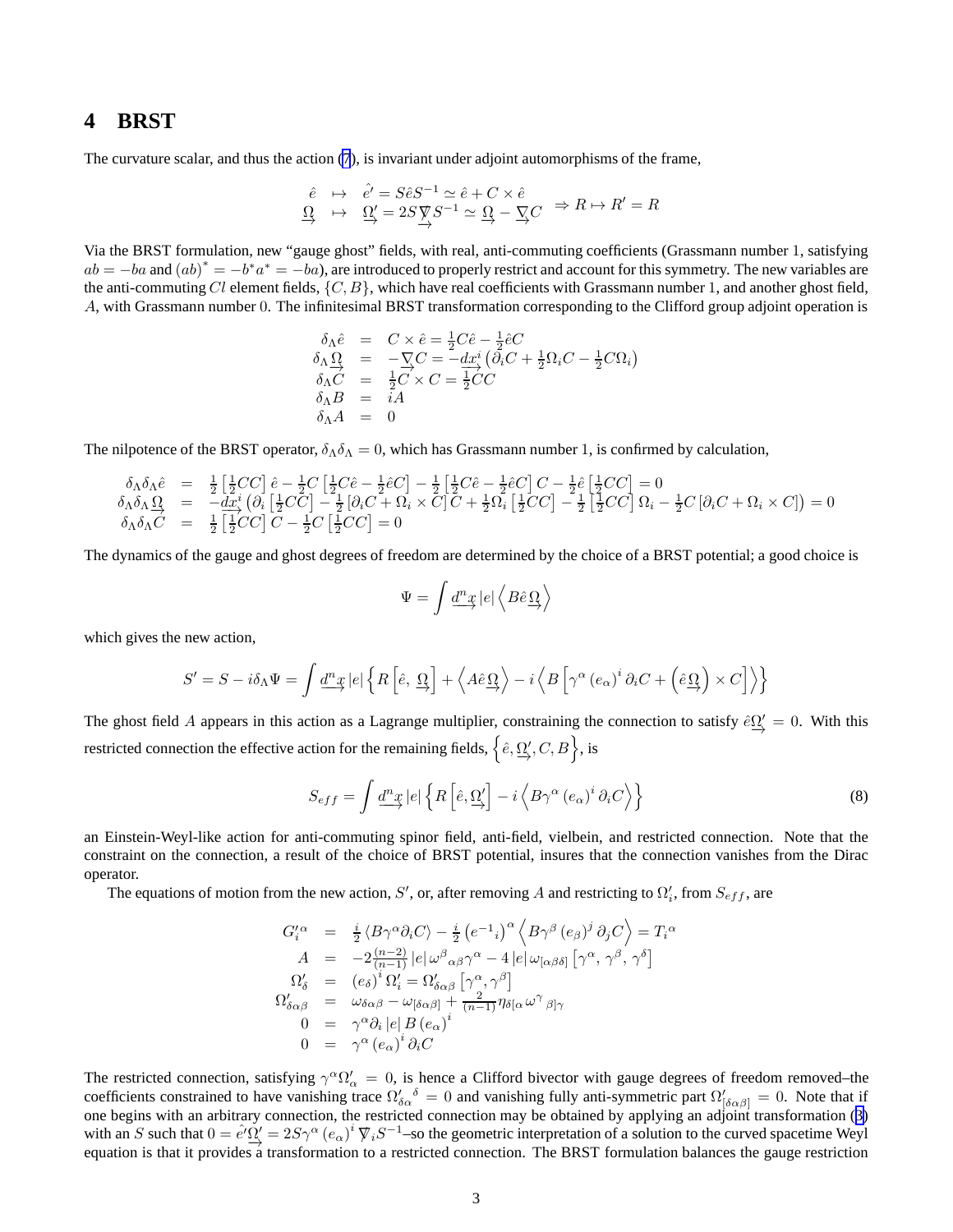# 4 BRST

The curvature scalar, and thus the action (7), is invariant under adjoint automorphisms of the frame,

$$
\begin{array}{rcl}
\hat{e} & \mapsto & \hat{e}' = S\hat{e}S^{-1} \simeq \hat{e} + C \times \hat{e} \\
\underrightarrow{\Omega} & \mapsto & \underrightarrow{\Omega}' = 2S\underrightarrow{\nabla}S^{-1} \simeq \underrightarrow{\Omega} - \underrightarrow{\nabla}C
\end{array}
\;\Rightarrow R \mapsto R' = R
$$

Via the BRST formulation, new "gauge ghost" fields, with real, anti-commuting coefficients (Grassmann number $1$, satisfying $ab = -ba$ and $(ab)^* = -b^* a^* = -ba$), are introduced to properly restrict and account for this symmetry. The new variables are the anti-commuting $Cl$ element fields, $\{C, B\}$, which have real coefficients with Grassmann number $1$, and another ghost field, $A$, with Grassmann number $0$. The infinitesimal BRST transformation corresponding to the Clifford group adjoint operation is

$$
\begin{array}{rcl}
\delta_\Lambda \hat{e} & = & C \times \hat{e} = \frac{1}{2} C\hat{e} - \frac{1}{2}\hat{e}C \\
\delta_\Lambda \underrightarrow{\Omega} & = & -\underrightarrow{\nabla}C = -\underrightarrow{dx^i}\left(\partial_i C + \frac{1}{2}\Omega_i C - \frac{1}{2} C \Omega_i\right) \\
\delta_\Lambda C & = & \frac{1}{2} C \times C = \frac{1}{2} CC \\
\delta_\Lambda B & = & iA \\
\delta_\Lambda A & = & 0
\end{array}
$$

The nilpotence of the BRST operator, $\delta_\Lambda \delta_\Lambda = 0$, which has Grassmann number $1$, is confirmed by calculation,

$$
\begin{array}{rcl}
\delta_\Lambda \delta_\Lambda \hat{e} & = & \frac{1}{2}\left[\frac{1}{2}CC\right]\hat{e} - \frac{1}{2}C\left[\frac{1}{2}C\hat{e} - \frac{1}{2}\hat{e}C\right] - \frac{1}{2}\left[\frac{1}{2}C\hat{e} - \frac{1}{2}\hat{e}C\right]C - \frac{1}{2}\hat{e}\left[\frac{1}{2}CC\right] = 0 \\
\delta_\Lambda \delta_\Lambda \underrightarrow{\Omega} & = & -\underrightarrow{dx^i}\left(\partial_i\left[\frac{1}{2}CC\right] - \frac{1}{2}\left[\partial_i C + \Omega_i \times C\right]C + \frac{1}{2}\Omega_i\left[\frac{1}{2}CC\right] - \frac{1}{2}\left[\frac{1}{2}CC\right]\Omega_i - \frac{1}{2}C\left[\partial_i C + \Omega_i \times C\right]\right) = 0 \\
\delta_\Lambda \delta_\Lambda C & = & \frac{1}{2}\left[\frac{1}{2}CC\right]C - \frac{1}{2}C\left[\frac{1}{2}CC\right] = 0
\end{array}
$$

The dynamics of the gauge and ghost degrees of freedom are determined by the choice of a BRST potential; a good choice is

$$
\Psi = \int \underrightarrow{d^n x}\, |e| \left\langle B \hat{e} \underrightarrow{\Omega} \right\rangle
$$

which gives the new action,

$$
S' = S - i\delta_\Lambda \Psi = \int \underrightarrow{d^n x}\, |e| \left\{ R\left[\hat{e},\, \underrightarrow{\Omega}\right] + \left\langle A \hat{e} \underrightarrow{\Omega} \right\rangle - i \left\langle B\left[\gamma^\alpha (e_\alpha)^i \partial_i C + \left(\hat{e}\underrightarrow{\Omega}\right) \times C\right]\right\rangle \right\}
$$

The ghost field $A$ appears in this action as a Lagrange multiplier, constraining the connection to satisfy $\hat{e}\underrightarrow{\Omega}' = 0$. With this restricted connection the effective action for the remaining fields, $\left\{\hat{e}, \underrightarrow{\Omega}', C, B\right\}$, is

$$
S_{eff} = \int \underrightarrow{d^n x}\, |e| \left\{ R\left[\hat{e}, \underrightarrow{\Omega}'\right] - i\left\langle B \gamma^\alpha (e_\alpha)^i \partial_i C \right\rangle \right\} \tag{8}
$$

an Einstein-Weyl-like action for anti-commuting spinor field, anti-field, vielbein, and restricted connection. Note that the constraint on the connection, a result of the choice of BRST potential, insures that the connection vanishes from the Dirac operator.

The equations of motion from the new action, $S'$, or, after removing $A$ and restricting to $\Omega'_i$, from $S_{eff}$, are

$$
\begin{array}{rcl}
G_i'^{\,\alpha} & = & \frac{i}{2}\langle B\gamma^\alpha \partial_i C\rangle - \frac{i}{2}\left(e^{-1}{}_i\right)^\alpha \left\langle B\gamma^\beta (e_\beta)^j \partial_j C\right\rangle = T_i{}^\alpha \\
A & = & -2\frac{(n-2)}{(n-1)}|e|\,\omega^\beta{}_{\alpha\beta}\gamma^\alpha - 4|e|\,\omega_{[\alpha\beta\delta]}\left[\gamma^\alpha, \gamma^\beta, \gamma^\delta\right] \\
\Omega'_\delta & = & (e_\delta)^i\,\Omega'_i = \Omega'_{\delta\alpha\beta}\left[\gamma^\alpha, \gamma^\beta\right] \\
\Omega'_{\delta\alpha\beta} & = & \omega_{\delta\alpha\beta} - \omega_{[\delta\alpha\beta]} + \frac{2}{(n-1)}\eta_{\delta[\alpha}\,\omega^\gamma{}_{\beta]\gamma} \\
0 & = & \gamma^\alpha \partial_i |e|\, B\, (e_\alpha)^i \\
0 & = & \gamma^\alpha (e_\alpha)^i\, \partial_i C
\end{array}
$$

The restricted connection, satisfying $\gamma^\alpha \Omega'_\alpha = 0$, is hence a Clifford bivector with gauge degrees of freedom removed–the coefficients constrained to have vanishing trace $\Omega'_{\delta\alpha}{}^\delta = 0$ and vanishing fully anti-symmetric part $\Omega'_{[\delta\alpha\beta]} = 0$. Note that if one begins with an arbitrary connection, the restricted connection may be obtained by applying an adjoint transformation (3) with an $S$ such that $0 = \hat{e'}\underrightarrow{\Omega}' = 2S\gamma^\alpha (e_\alpha)^i \nabla_i S^{-1}$–so the geometric interpretation of a solution to the curved spacetime Weyl equation is that it provides a transformation to a restricted connection. The BRST formulation balances the gauge restriction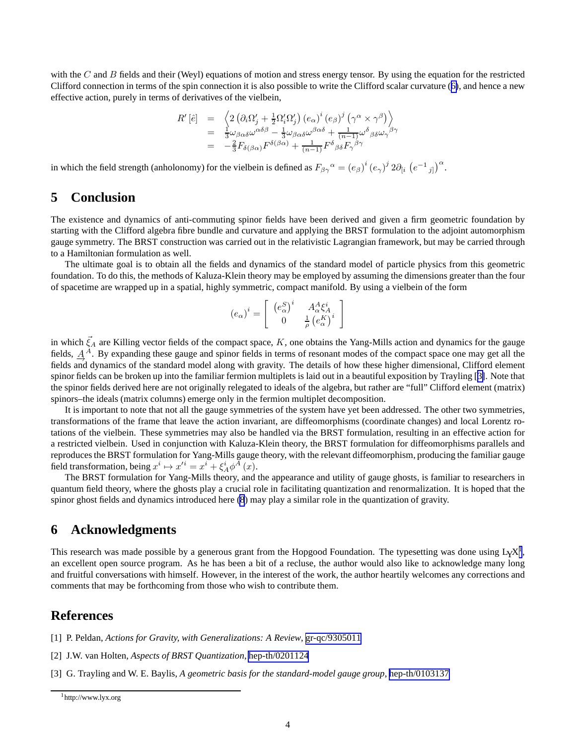with the $C$ and $B$ fields and their (Weyl) equations of motion and stress energy tensor. By using the equation for the restricted Clifford connection in terms of the spin connection it is also possible to write the Clifford scalar curvature (6), and hence a new effective action, purely in terms of derivatives of the vielbein,

$$\begin{aligned}
R'[\hat{e}] &= \left\langle 2\left(\partial_i \Omega'_j + \tfrac{1}{2}\Omega'_i \Omega'_j\right)(e_\alpha)^i (e_\beta)^j \left(\gamma^\alpha \times \gamma^\beta\right)\right\rangle \\
&= \tfrac{1}{3}\omega_{\beta\alpha\delta}\omega^{\alpha\delta\beta} - \tfrac{1}{3}\omega_{\beta\alpha\delta}\omega^{\beta\alpha\delta} + \tfrac{1}{(n-1)}\omega^{\delta}{}_{\beta\delta}\omega_{\gamma}{}^{\beta\gamma} \\
&= -\tfrac{2}{3}F_{\delta(\beta\alpha)}F^{\delta(\beta\alpha)} + \tfrac{1}{(n-1)}F^{\delta}{}_{\beta\delta}F_{\gamma}{}^{\beta\gamma}
\end{aligned}$$

in which the field strength (anholonomy) for the vielbein is defined as $F_{\beta\gamma}{}^{\alpha} = (e_\beta)^i (e_\gamma)^j \, 2\partial_{[i} \left(e^{-1}{}_{j]}\right)^\alpha$.

## 5 Conclusion

The existence and dynamics of anti-commuting spinor fields have been derived and given a firm geometric foundation by starting with the Clifford algebra fibre bundle and curvature and applying the BRST formulation to the adjoint automorphism gauge symmetry. The BRST construction was carried out in the relativistic Lagrangian framework, but may be carried through to a Hamiltonian formulation as well.

The ultimate goal is to obtain all the fields and dynamics of the standard model of particle physics from this geometric foundation. To do this, the methods of Kaluza-Klein theory may be employed by assuming the dimensions greater than the four of spacetime are wrapped up in a spatial, highly symmetric, compact manifold. By using a vielbein of the form

$$(e_\alpha)^i = \left[\begin{array}{cc} \left(e^S_\alpha\right)^i & A^A_\alpha \xi^i_A \\ 0 & \frac{1}{\rho}\left(e^K_\alpha\right)^i \end{array}\right]$$

in which $\vec{\xi}_A$ are Killing vector fields of the compact space, $K$, one obtains the Yang-Mills action and dynamics for the gauge fields, $\underrightarrow{A}^A$. By expanding these gauge and spinor fields in terms of resonant modes of the compact space one may get all the fields and dynamics of the standard model along with gravity. The details of how these higher dimensional, Clifford element spinor fields can be broken up into the familiar fermion multiplets is laid out in a beautiful exposition by Trayling [3]. Note that the spinor fields derived here are not originally relegated to ideals of the algebra, but rather are "full" Clifford element (matrix) spinors–the ideals (matrix columns) emerge only in the fermion multiplet decomposition.

It is important to note that not all the gauge symmetries of the system have yet been addressed. The other two symmetries, transformations of the frame that leave the action invariant, are diffeomorphisms (coordinate changes) and local Lorentz rotations of the vielbein. These symmetries may also be handled via the BRST formulation, resulting in an effective action for a restricted vielbein. Used in conjunction with Kaluza-Klein theory, the BRST formulation for diffeomorphisms parallels and reproduces the BRST formulation for Yang-Mills gauge theory, with the relevant diffeomorphism, producing the familiar gauge field transformation, being $x^i \mapsto x'^i = x^i + \xi^i_A \phi^A(x)$.

The BRST formulation for Yang-Mills theory, and the appearance and utility of gauge ghosts, is familiar to researchers in quantum field theory, where the ghosts play a crucial role in facilitating quantization and renormalization. It is hoped that the spinor ghost fields and dynamics introduced here (8) may play a similar role in the quantization of gravity.

## 6 Acknowledgments

This research was made possible by a generous grant from the Hopgood Foundation. The typesetting was done using LyX[1], an excellent open source program. As he has been a bit of a recluse, the author would also like to acknowledge many long and fruitful conversations with himself. However, in the interest of the work, the author heartily welcomes any corrections and comments that may be forthcoming from those who wish to contribute them.

## References

[1] P. Peldan, *Actions for Gravity, with Generalizations: A Review*, gr-qc/9305011

[2] J.W. van Holten, *Aspects of BRST Quantization*, hep-th/0201124

[3] G. Trayling and W. E. Baylis, *A geometric basis for the standard-model gauge group*, hep-th/0103137

[1] http://www.lyx.org